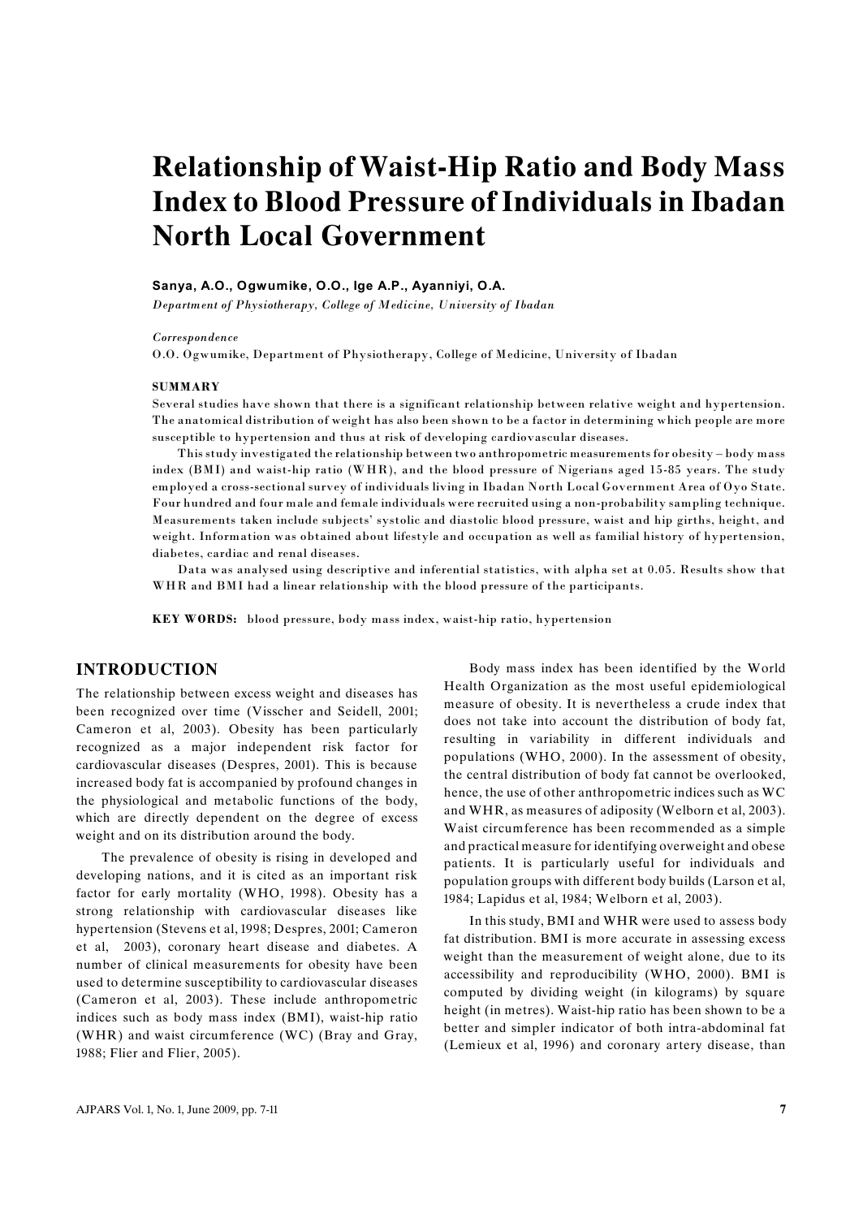# Relationship of Waist-Hip Ratio and Body Mass Index to Blood Pressure of Individuals in Ibadan North Local Government

**Sanya, A.O., Ogwumike, O.O., Ige A.P., Ayanniyi, O.A.**

*Department of Physiotherapy, College of Medicine, University of Ibadan*

*Correspondence*

O.O. Ogwumike, Department of Physiotherapy, College of Medicine, University of Ibadan

## SUMMARY

Several studies have shown that there is a significant relationship between relative weight and hypertension. The anatomical distribution of weight has also been shown to be a factor in determining which people are more susceptible to hypertension and thus at risk of developing cardiovascular diseases.

This study investigated the relationship between two anthropometric measurements for obesity – body mass index (BMI) and waist-hip ratio (WHR), and the blood pressure of Nigerians aged 15-85 years. The study employed a cross-sectional survey of individuals living in Ibadan North Local Government Area of Oyo State. Four hundred and four male and female individuals were recruited using a non-probability sampling technique. Measurements taken include subjects' systolic and diastolic blood pressure, waist and hip girths, height, and weight. Information was obtained about lifestyle and occupation as well as familial history of hypertension, diabetes, cardiac and renal diseases.

Data was analysed using descriptive and inferential statistics, with alpha set at 0.05. Results show that WHR and BMI had a linear relationship with the blood pressure of the participants.

**KEY WORDS:** blood pressure, body mass index, waist-hip ratio, hypertension

## INTRODUCTION

The relationship between excess weight and diseases has been recognized over time (Visscher and Seidell, 2001; Cameron et al, 2003). Obesity has been particularly recognized as a major independent risk factor for cardiovascular diseases (Despres, 2001). This is because increased body fat is accompanied by profound changes in the physiological and metabolic functions of the body, which are directly dependent on the degree of excess weight and on its distribution around the body.

The prevalence of obesity is rising in developed and developing nations, and it is cited as an important risk factor for early mortality (WHO, 1998). Obesity has a strong relationship with cardiovascular diseases like hypertension (Stevens et al, 1998; Despres, 2001; Cameron et al, 2003), coronary heart disease and diabetes. A number of clinical measurements for obesity have been used to determine susceptibility to cardiovascular diseases (Cameron et al, 2003). These include anthropometric indices such as body mass index (BMI), waist-hip ratio (WHR) and waist circumference (WC) (Bray and Gray, 1988; Flier and Flier, 2005).

Body mass index has been identified by the World Health Organization as the most useful epidemiological measure of obesity. It is nevertheless a crude index that does not take into account the distribution of body fat, resulting in variability in different individuals and populations (WHO, 2000). In the assessment of obesity, the central distribution of body fat cannot be overlooked, hence, the use of other anthropometric indices such as WC and WHR, as measures of adiposity (Welborn et al, 2003). Waist circumference has been recommended as a simple and practical measure for identifying overweight and obese patients. It is particularly useful for individuals and population groups with different body builds (Larson et al, 1984; Lapidus et al, 1984; Welborn et al, 2003).

In this study, BMI and WHR were used to assess body fat distribution. BMI is more accurate in assessing excess weight than the measurement of weight alone, due to its accessibility and reproducibility (WHO, 2000). BMI is computed by dividing weight (in kilograms) by square height (in metres). Waist-hip ratio has been shown to be a better and simpler indicator of both intra-abdominal fat (Lemieux et al, 1996) and coronary artery disease, than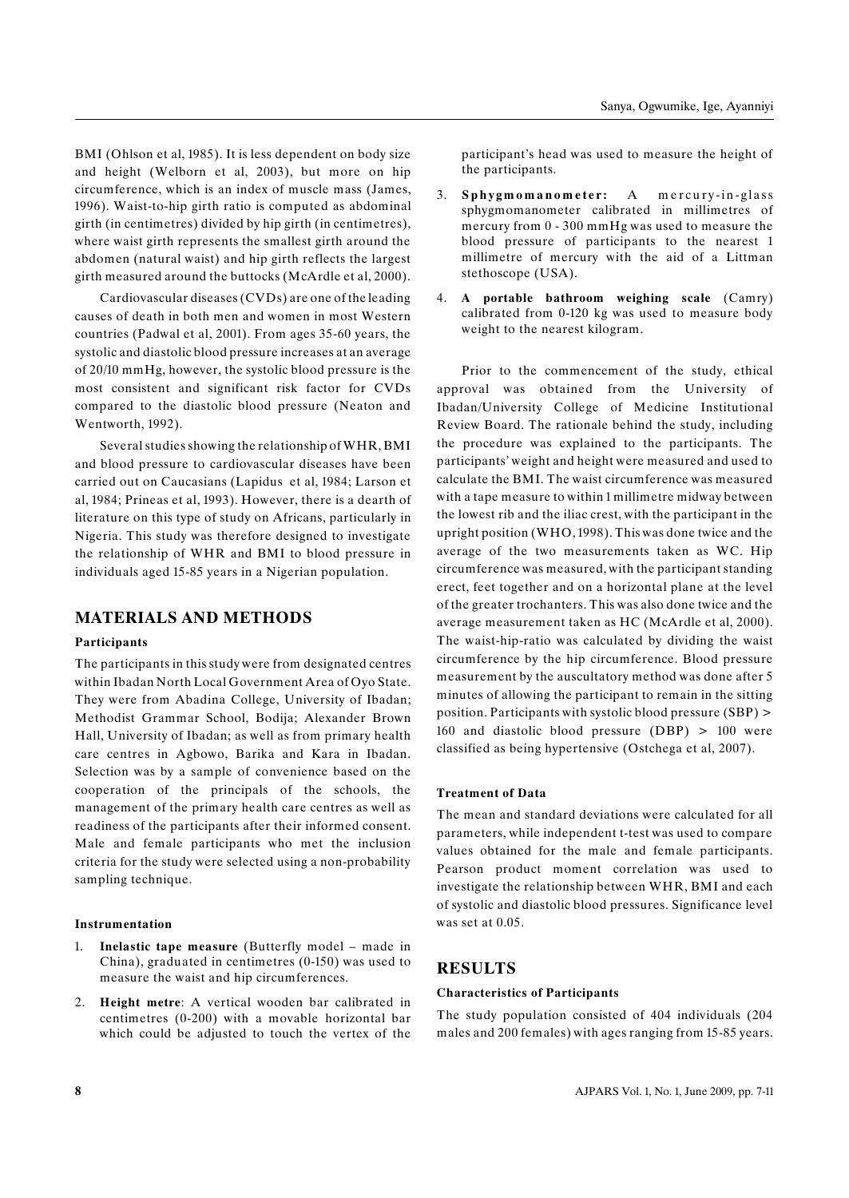BMI (Ohlson et al, 1985). It is less dependent on body size and height (Welborn et al, 2003), but more on hip circumference, which is an index of muscle mass (James, 1996). Waist-to-hip girth ratio is computed as abdominal girth (in centimetres) divided by hip girth (in centimetres), where waist girth represents the smallest girth around the abdomen (natural waist) and hip girth reflects the largest girth measured around the buttocks (McArdle et al, 2000).

Cardiovascular diseases (CVDs) are one of the leading causes of death in both men and women in most Western countries (Padwal et al, 2001). From ages 35-60 years, the systolic and diastolic blood pressure increases at an average of 20/10 mmHg, however, the systolic blood pressure is the most consistent and significant risk factor for CVDs compared to the diastolic blood pressure (Neaton and Wentworth, 1992).

Several studies showing the relationship of WHR, BMI and blood pressure to cardiovascular diseases have been carried out on Caucasians (Lapidus et al, 1984; Larson et al, 1984; Prineas et al, 1993). However, there is a dearth of literature on this type of study on Africans, particularly in Nigeria. This study was therefore designed to investigate the relationship of WHR and BMI to blood pressure in individuals aged 15-85 years in a Nigerian population.

## MATERIALS AND METHODS

### Participants

The participants in this study were from designated centres within Ibadan North Local Government Area of Oyo State. They were from Abadina College, University of Ibadan; Methodist Grammar School, Bodija; Alexander Brown Hall, University of Ibadan; as well as from primary health care centres in Agbowo, Barika and Kara in Ibadan. Selection was by a sample of convenience based on the cooperation of the principals of the schools, the management of the primary health care centres as well as readiness of the participants after their informed consent. Male and female participants who met the inclusion criteria for the study were selected using a non-probability sampling technique.

### Instrumentation

1. **Inelastic tape measure** (Butterfly model – made in China), graduated in centimetres (0-150) was used to measure the waist and hip circumferences.
2. **Height metre**: A vertical wooden bar calibrated in centimetres (0-200) with a movable horizontal bar which could be adjusted to touch the vertex of the participant's head was used to measure the height of the participants.
3. **Sphygmomanometer:** A mercury-in-glass sphygmomanometer calibrated in millimetres of mercury from 0 - 300 mmHg was used to measure the blood pressure of participants to the nearest 1 millimetre of mercury with the aid of a Littman stethoscope (USA).
4. **A portable bathroom weighing scale** (Camry) calibrated from 0-120 kg was used to measure body weight to the nearest kilogram.

Prior to the commencement of the study, ethical approval was obtained from the University of Ibadan/University College of Medicine Institutional Review Board. The rationale behind the study, including the procedure was explained to the participants. The participants' weight and height were measured and used to calculate the BMI. The waist circumference was measured with a tape measure to within 1 millimetre midway between the lowest rib and the iliac crest, with the participant in the upright position (WHO, 1998). This was done twice and the average of the two measurements taken as WC. Hip circumference was measured, with the participant standing erect, feet together and on a horizontal plane at the level of the greater trochanters. This was also done twice and the average measurement taken as HC (McArdle et al, 2000). The waist-hip-ratio was calculated by dividing the waist circumference by the hip circumference. Blood pressure measurement by the auscultatory method was done after 5 minutes of allowing the participant to remain in the sitting position. Participants with systolic blood pressure (SBP) > 160 and diastolic blood pressure (DBP) > 100 were classified as being hypertensive (Ostchega et al, 2007).

### Treatment of Data

The mean and standard deviations were calculated for all parameters, while independent t-test was used to compare values obtained for the male and female participants. Pearson product moment correlation was used to investigate the relationship between WHR, BMI and each of systolic and diastolic blood pressures. Significance level was set at 0.05.

## RESULTS

### Characteristics of Participants

The study population consisted of 404 individuals (204 males and 200 females) with ages ranging from 15-85 years.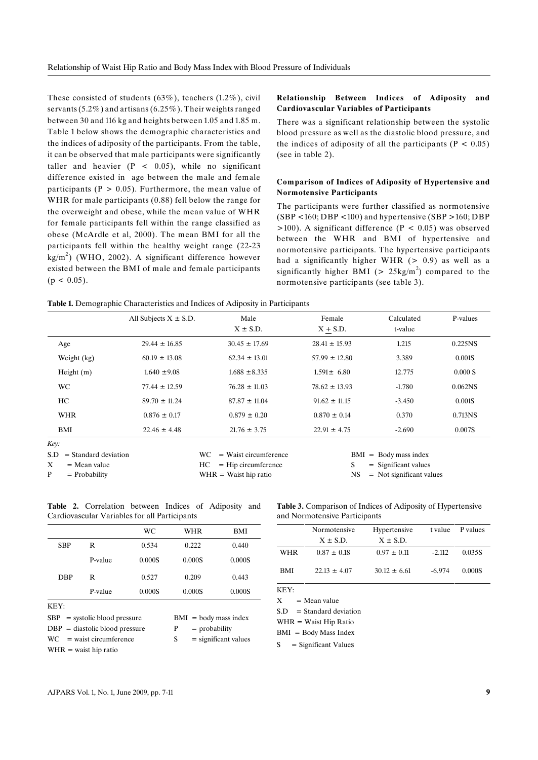These consisted of students (63%), teachers (1.2%), civil servants (5.2%) and artisans (6.25%). Their weights ranged between 30 and 116 kg and heights between 1.05 and 1.85 m. Table 1 below shows the demographic characteristics and the indices of adiposity of the participants. From the table, it can be observed that male participants were significantly taller and heavier ($P < 0.05$), while no significant difference existed in age between the male and female participants ($P > 0.05$). Furthermore, the mean value of WHR for male participants (0.88) fell below the range for the overweight and obese, while the mean value of WHR for female participants fell within the range classified as obese (McArdle et al, 2000). The mean BMI for all the participants fell within the healthy weight range (22-23 $kg/m^2$) (WHO, 2002). A significant difference however existed between the BMI of male and female participants ($p < 0.05$).

**Relationship Between Indices of Adiposity and Cardiovascular Variables of Participants**

There was a significant relationship between the systolic blood pressure as well as the diastolic blood pressure, and the indices of adiposity of all the participants ($P < 0.05$) (see in table 2).

**Comparison of Indices of Adiposity of Hypertensive and Normotensive Participants**

The participants were further classified as normotensive (SBP <160; DBP <100) and hypertensive (SBP >160; DBP >100). A significant difference ($P < 0.05$) was observed between the WHR and BMI of hypertensive and normotensive participants. The hypertensive participants had a significantly higher WHR (> 0.9) as well as a significantly higher BMI (> 25$kg/m^2$) compared to the normotensive participants (see table 3).

**Table 1.** Demographic Characteristics and Indices of Adiposity in Participants

| | All Subjects X ± S.D. | Male X ± S.D. | Female X ± S.D. | Calculated t-value | P-values |
|---|---|---|---|---|---|
| Age | 29.44 ± 16.85 | 30.45 ± 17.69 | 28.41 ± 15.93 | 1.215 | 0.225NS |
| Weight (kg) | 60.19 ± 13.08 | 62.34 ± 13.01 | 57.99 ± 12.80 | 3.389 | 0.001S |
| Height (m) | 1.640 ±9.08 | 1.688 ±8.335 | 1.591± 6.80 | 12.775 | 0.000 S |
| WC | 77.44 ± 12.59 | 76.28 ± 11.03 | 78.62 ± 13.93 | -1.780 | 0.062NS |
| HC | 89.70 ± 11.24 | 87.87 ± 11.04 | 91.62 ± 11.15 | -3.450 | 0.001S |
| WHR | 0.876 ± 0.17 | 0.879 ± 0.20 | 0.870 ± 0.14 | 0.370 | 0.713NS |
| BMI | 22.46 ± 4.48 | 21.76 ± 3.75 | 22.91 ± 4.75 | -2.690 | 0.007S |

*Key:*

S.D = Standard deviation
X = Mean value
P = Probability
WC = Waist circumference
HC = Hip circumference
WHR = Waist hip ratio
BMI = Body mass index
S = Significant values
NS = Not significant values

**Table 2.** Correlation between Indices of Adiposity and Cardiovascular Variables for all Participants

| | | WC | WHR | BMI |
|---|---|---|---|---|
| SBP | R | 0.534 | 0.222 | 0.440 |
| | P-value | 0.000S | 0.000S | 0.000S |
| DBP | R | 0.527 | 0.209 | 0.443 |
| | P-value | 0.000S | 0.000S | 0.000S |

KEY:

SBP = systolic blood pressure
DBP = diastolic blood pressure
WC = waist circumference
WHR = waist hip ratio
BMI = body mass index
P = probability
S = significant values

**Table 3.** Comparison of Indices of Adiposity of Hypertensive and Normotensive Participants

| | Normotensive X ± S.D. | Hypertensive X ± S.D. | t value | P values |
|---|---|---|---|---|
| WHR | 0.87 ± 0.18 | 0.97 ± 0.11 | -2.112 | 0.035S |
| BMI | 22.13 ± 4.07 | 30.12 ± 6.61 | -6.974 | 0.000S |

KEY:

X = Mean value
S.D = Standard deviation
WHR = Waist Hip Ratio
BMI = Body Mass Index
S = Significant Values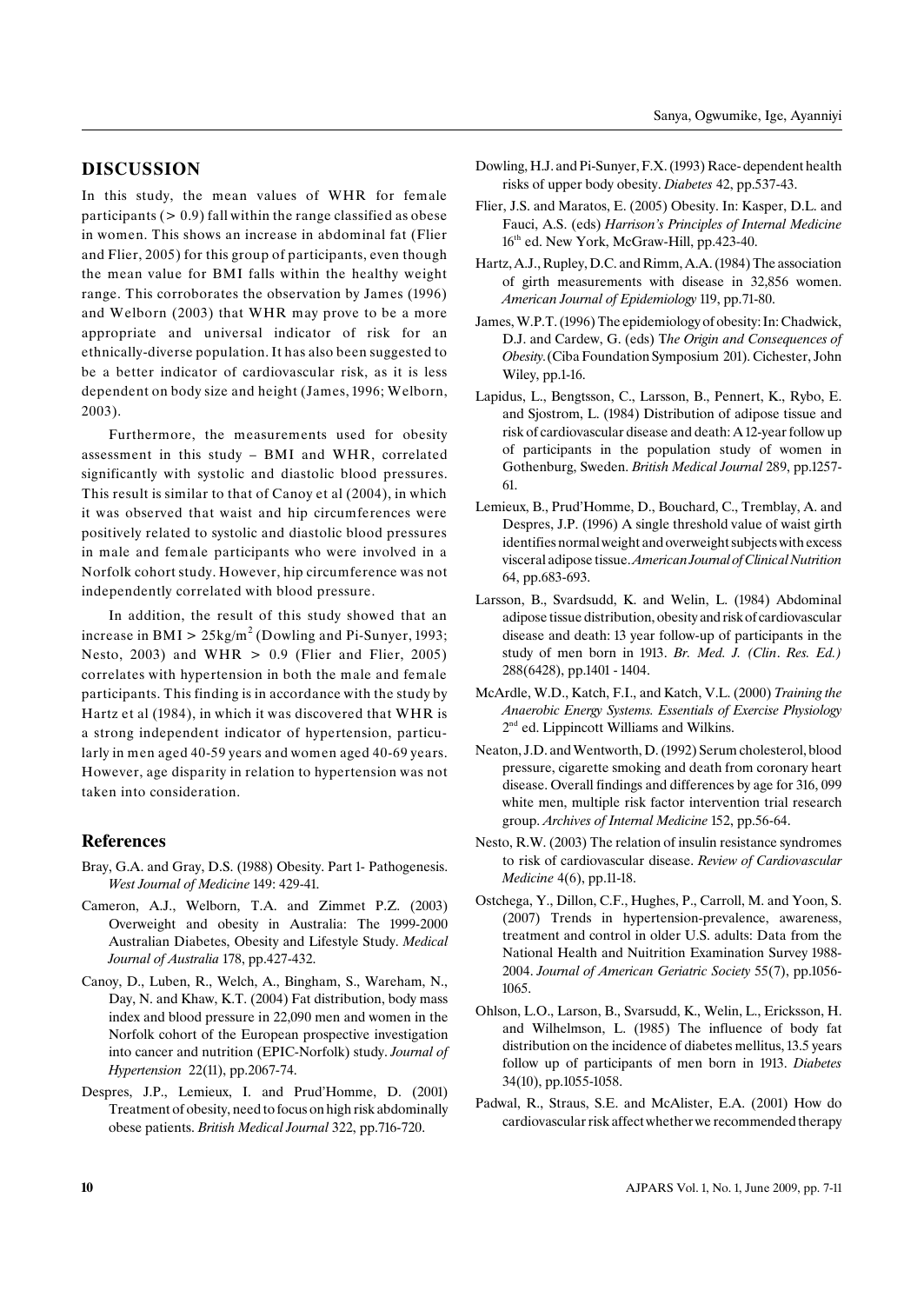## DISCUSSION

In this study, the mean values of WHR for female participants (> 0.9) fall within the range classified as obese in women. This shows an increase in abdominal fat (Flier and Flier, 2005) for this group of participants, even though the mean value for BMI falls within the healthy weight range. This corroborates the observation by James (1996) and Welborn (2003) that WHR may prove to be a more appropriate and universal indicator of risk for an ethnically-diverse population. It has also been suggested to be a better indicator of cardiovascular risk, as it is less dependent on body size and height (James, 1996; Welborn, 2003).

Furthermore, the measurements used for obesity assessment in this study – BMI and WHR, correlated significantly with systolic and diastolic blood pressures. This result is similar to that of Canoy et al (2004), in which it was observed that waist and hip circumferences were positively related to systolic and diastolic blood pressures in male and female participants who were involved in a Norfolk cohort study. However, hip circumference was not independently correlated with blood pressure.

In addition, the result of this study showed that an increase in BMI > 25kg/m$^2$ (Dowling and Pi-Sunyer, 1993; Nesto, 2003) and WHR > 0.9 (Flier and Flier, 2005) correlates with hypertension in both the male and female participants. This finding is in accordance with the study by Hartz et al (1984), in which it was discovered that WHR is a strong independent indicator of hypertension, particularly in men aged 40-59 years and women aged 40-69 years. However, age disparity in relation to hypertension was not taken into consideration.

## References

Bray, G.A. and Gray, D.S. (1988) Obesity. Part 1- Pathogenesis. *West Journal of Medicine* 149: 429-41.

Cameron, A.J., Welborn, T.A. and Zimmet P.Z. (2003) Overweight and obesity in Australia: The 1999-2000 Australian Diabetes, Obesity and Lifestyle Study. *Medical Journal of Australia* 178, pp.427-432.

Canoy, D., Luben, R., Welch, A., Bingham, S., Wareham, N., Day, N. and Khaw, K.T. (2004) Fat distribution, body mass index and blood pressure in 22,090 men and women in the Norfolk cohort of the European prospective investigation into cancer and nutrition (EPIC-Norfolk) study. *Journal of Hypertension* 22(11), pp.2067-74.

Despres, J.P., Lemieux, I. and Prud'Homme, D. (2001) Treatment of obesity, need to focus on high risk abdominally obese patients. *British Medical Journal* 322, pp.716-720.

Dowling, H.J. and Pi-Sunyer, F.X. (1993) Race- dependent health risks of upper body obesity. *Diabetes* 42, pp.537-43.

Flier, J.S. and Maratos, E. (2005) Obesity. In: Kasper, D.L. and Fauci, A.S. (eds) *Harrison's Principles of Internal Medicine* 16th ed. New York, McGraw-Hill, pp.423-40.

Hartz, A.J., Rupley, D.C. and Rimm, A.A. (1984) The association of girth measurements with disease in 32,856 women. *American Journal of Epidemiology* 119, pp.71-80.

James, W.P.T. (1996) The epidemiology of obesity: In: Chadwick, D.J. and Cardew, G. (eds) T*he Origin and Consequences of Obesity*. (Ciba Foundation Symposium 201). Cichester, John Wiley, pp.1-16.

Lapidus, L., Bengtsson, C., Larsson, B., Pennert, K., Rybo, E. and Sjostrom, L. (1984) Distribution of adipose tissue and risk of cardiovascular disease and death: A 12-year follow up of participants in the population study of women in Gothenburg, Sweden. *British Medical Journal* 289, pp.1257-61.

Lemieux, B., Prud'Homme, D., Bouchard, C., Tremblay, A. and Despres, J.P. (1996) A single threshold value of waist girth identifies normal weight and overweight subjects with excess visceral adipose tissue. *American Journal of Clinical Nutrition* 64, pp.683-693.

Larsson, B., Svardsudd, K. and Welin, L. (1984) Abdominal adipose tissue distribution, obesity and risk of cardiovascular disease and death: 13 year follow-up of participants in the study of men born in 1913. *Br. Med. J. (Clin. Res. Ed.)* 288(6428), pp.1401 - 1404.

McArdle, W.D., Katch, F.I., and Katch, V.L. (2000) *Training the Anaerobic Energy Systems. Essentials of Exercise Physiology* 2nd ed. Lippincott Williams and Wilkins.

Neaton, J.D. and Wentworth, D. (1992) Serum cholesterol, blood pressure, cigarette smoking and death from coronary heart disease. Overall findings and differences by age for 316, 099 white men, multiple risk factor intervention trial research group. *Archives of Internal Medicine* 152, pp.56-64.

Nesto, R.W. (2003) The relation of insulin resistance syndromes to risk of cardiovascular disease. *Review of Cardiovascular Medicine* 4(6), pp.11-18.

Ostchega, Y., Dillon, C.F., Hughes, P., Carroll, M. and Yoon, S. (2007) Trends in hypertension-prevalence, awareness, treatment and control in older U.S. adults: Data from the National Health and Nuitrition Examination Survey 1988-2004. *Journal of American Geriatric Society* 55(7), pp.1056-1065.

Ohlson, L.O., Larson, B., Svarsudd, K., Welin, L., Ericksson, H. and Wilhelmson, L. (1985) The influence of body fat distribution on the incidence of diabetes mellitus, 13.5 years follow up of participants of men born in 1913. *Diabetes* 34(10), pp.1055-1058.

Padwal, R., Straus, S.E. and McAlister, E.A. (2001) How do cardiovascular risk affect whether we recommended therapy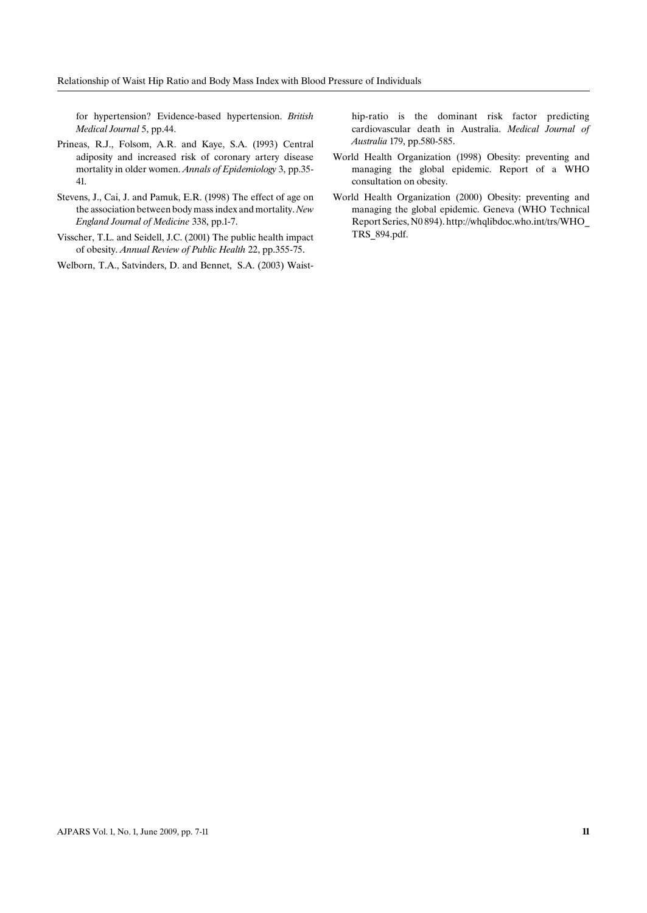for hypertension? Evidence-based hypertension. *British Medical Journal* 5, pp.44.

Prineas, R.J., Folsom, A.R. and Kaye, S.A. (1993) Central adiposity and increased risk of coronary artery disease mortality in older women. *Annals of Epidemiology* 3, pp.35-41.

Stevens, J., Cai, J. and Pamuk, E.R. (1998) The effect of age on the association between body mass index and mortality. *New England Journal of Medicine* 338, pp.1-7.

Visscher, T.L. and Seidell, J.C. (2001) The public health impact of obesity. *Annual Review of Public Health* 22, pp.355-75.

Welborn, T.A., Satvinders, D. and Bennet, S.A. (2003) Waist-hip-ratio is the dominant risk factor predicting cardiovascular death in Australia. *Medical Journal of Australia* 179, pp.580-585.

World Health Organization (1998) Obesity: preventing and managing the global epidemic. Report of a WHO consultation on obesity.

World Health Organization (2000) Obesity: preventing and managing the global epidemic. Geneva (WHO Technical Report Series, N0 894). http://whqlibdoc.who.int/trs/WHO_TRS_894.pdf.